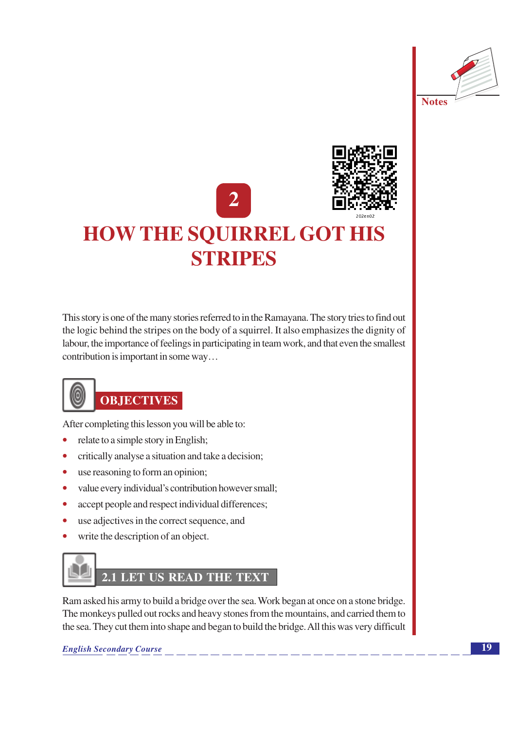# 2

# HOW THE SQUIRREL GOT HIS STRIPES

This story is one of the many stories referred to in the Ramayana. The story tries to find out the logic behind the stripes on the body of a squirrel. It also emphasizes the dignity of labour, the importance of feelings in participating in team work, and that even the smallest contribution is important in some way…

## OBJECTIVES

After completing this lesson you will be able to:

- relate to a simple story in English;
- critically analyse a situation and take a decision;
- use reasoning to form an opinion;
- value every individual's contribution however small;
- accept people and respect individual differences;
- use adjectives in the correct sequence, and
- write the description of an object.

## 2.1 LET US READ THE TEXT

Ram asked his army to build a bridge over the sea. Work began at once on a stone bridge. The monkeys pulled out rocks and heavy stones from the mountains, and carried them to the sea. They cut them into shape and began to build the bridge. All this was very difficult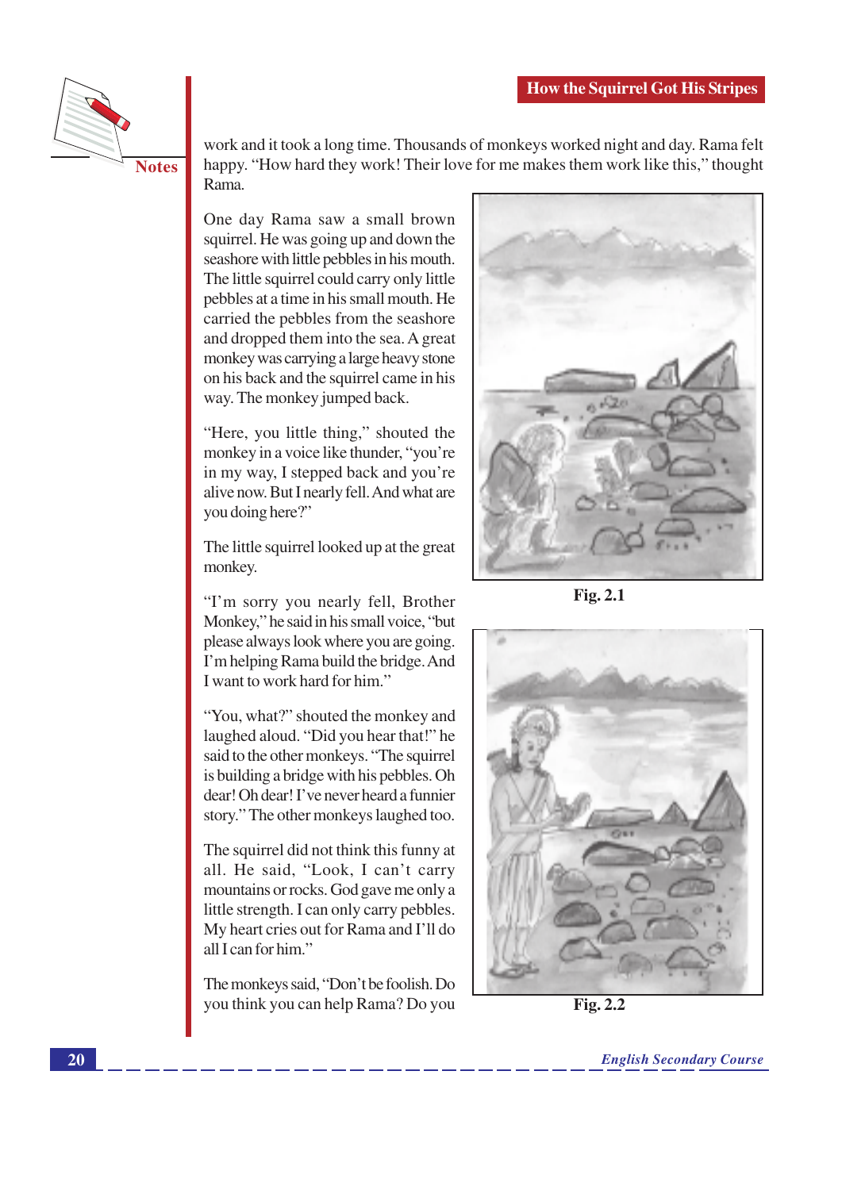work and it took a long time. Thousands of monkeys worked night and day. Rama felt happy. "How hard they work! Their love for me makes them work like this," thought Rama.

One day Rama saw a small brown squirrel. He was going up and down the seashore with little pebbles in his mouth. The little squirrel could carry only little pebbles at a time in his small mouth. He carried the pebbles from the seashore and dropped them into the sea. A great monkey was carrying a large heavy stone on his back and the squirrel came in his way. The monkey jumped back.

"Here, you little thing," shouted the monkey in a voice like thunder, "you're in my way, I stepped back and you're alive now. But I nearly fell. And what are you doing here?"

The little squirrel looked up at the great monkey.

"I'm sorry you nearly fell, Brother Monkey," he said in his small voice, "but please always look where you are going. I'm helping Rama build the bridge. And I want to work hard for him."

"You, what?" shouted the monkey and laughed aloud. "Did you hear that!" he said to the other monkeys. "The squirrel is building a bridge with his pebbles. Oh dear! Oh dear! I've never heard a funnier story." The other monkeys laughed too.

The squirrel did not think this funny at all. He said, "Look, I can't carry mountains or rocks. God gave me only a little strength. I can only carry pebbles. My heart cries out for Rama and I'll do all I can for him."

The monkeys said, "Don't be foolish. Do you think you can help Rama? Do you

Fig. 2.1

Fig. 2.2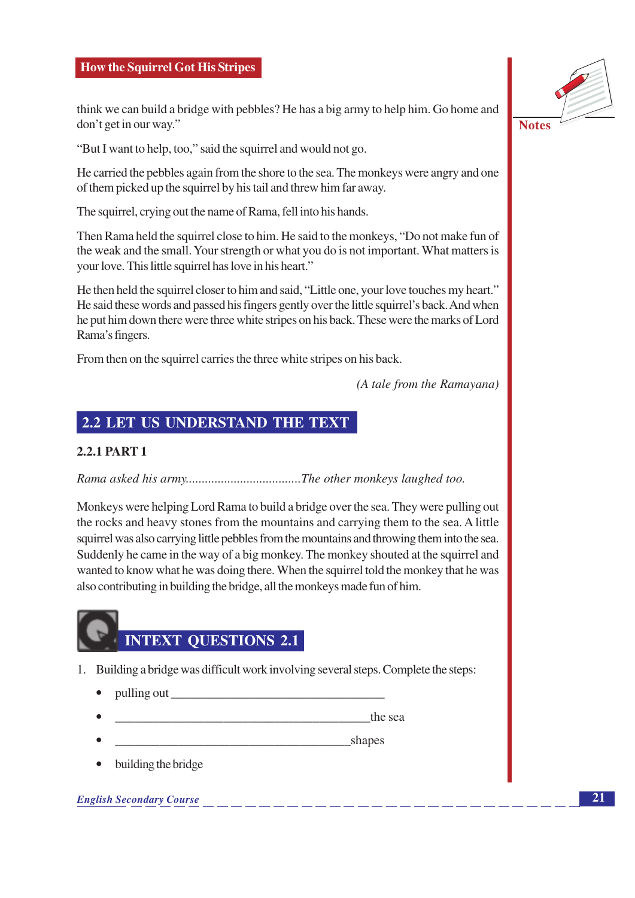think we can build a bridge with pebbles? He has a big army to help him. Go home and don't get in our way."

"But I want to help, too," said the squirrel and would not go.

He carried the pebbles again from the shore to the sea. The monkeys were angry and one of them picked up the squirrel by his tail and threw him far away.

The squirrel, crying out the name of Rama, fell into his hands.

Then Rama held the squirrel close to him. He said to the monkeys, "Do not make fun of the weak and the small. Your strength or what you do is not important. What matters is your love. This little squirrel has love in his heart."

He then held the squirrel closer to him and said, "Little one, your love touches my heart." He said these words and passed his fingers gently over the little squirrel's back. And when he put him down there were three white stripes on his back. These were the marks of Lord Rama's fingers.

From then on the squirrel carries the three white stripes on his back.

*(A tale from the Ramayana)*

## 2.2 LET US UNDERSTAND THE TEXT

### 2.2.1 PART 1

*Rama asked his army....................................The other monkeys laughed too.*

Monkeys were helping Lord Rama to build a bridge over the sea. They were pulling out the rocks and heavy stones from the mountains and carrying them to the sea. A little squirrel was also carrying little pebbles from the mountains and throwing them into the sea. Suddenly he came in the way of a big monkey. The monkey shouted at the squirrel and wanted to know what he was doing there. When the squirrel told the monkey that he was also contributing in building the bridge, all the monkeys made fun of him.

## INTEXT QUESTIONS 2.1

1. Building a bridge was difficult work involving several steps. Complete the steps:
   - pulling out ___________________________________
   - _________________________________________the sea
   - _______________________________________shapes
   - building the bridge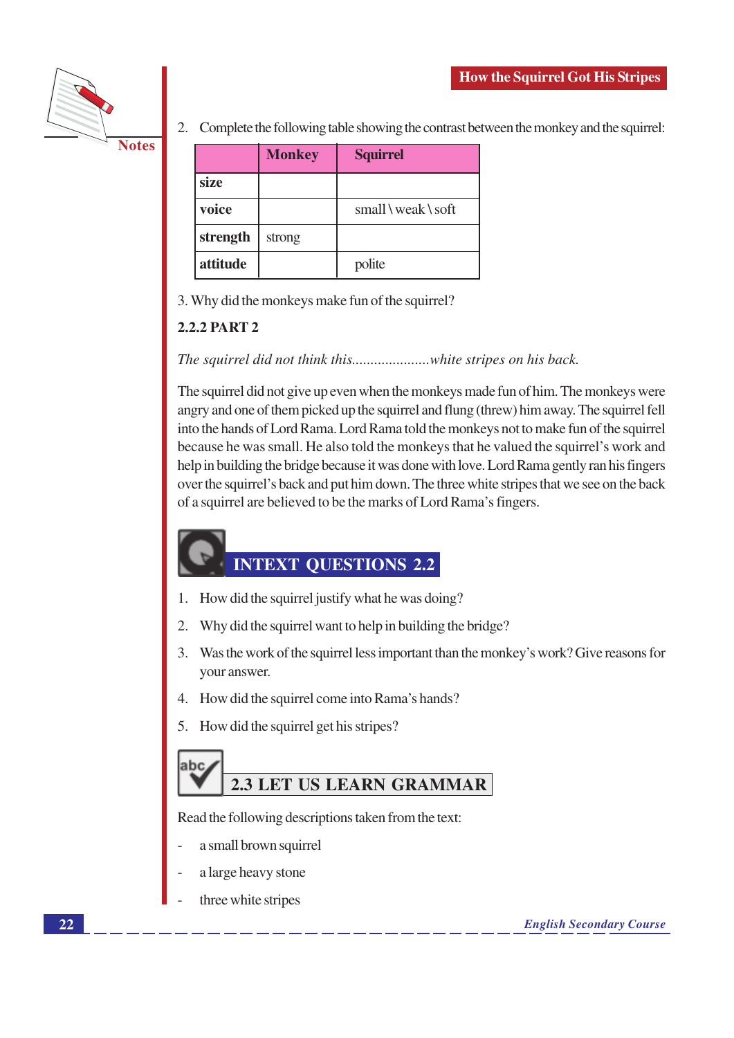2. Complete the following table showing the contrast between the monkey and the squirrel:

| | Monkey | Squirrel |
|---|---|---|
| size | | |
| voice | | small \ weak \ soft |
| strength | strong | |
| attitude | | polite |

3. Why did the monkeys make fun of the squirrel?

### 2.2.2 PART 2

*The squirrel did not think this.....................white stripes on his back.*

The squirrel did not give up even when the monkeys made fun of him. The monkeys were angry and one of them picked up the squirrel and flung (threw) him away. The squirrel fell into the hands of Lord Rama. Lord Rama told the monkeys not to make fun of the squirrel because he was small. He also told the monkeys that he valued the squirrel's work and help in building the bridge because it was done with love. Lord Rama gently ran his fingers over the squirrel's back and put him down. The three white stripes that we see on the back of a squirrel are believed to be the marks of Lord Rama's fingers.

## INTEXT QUESTIONS 2.2

1. How did the squirrel justify what he was doing?
2. Why did the squirrel want to help in building the bridge?
3. Was the work of the squirrel less important than the monkey's work? Give reasons for your answer.
4. How did the squirrel come into Rama's hands?
5. How did the squirrel get his stripes?

## 2.3 LET US LEARN GRAMMAR

Read the following descriptions taken from the text:

- a small brown squirrel
- a large heavy stone
- three white stripes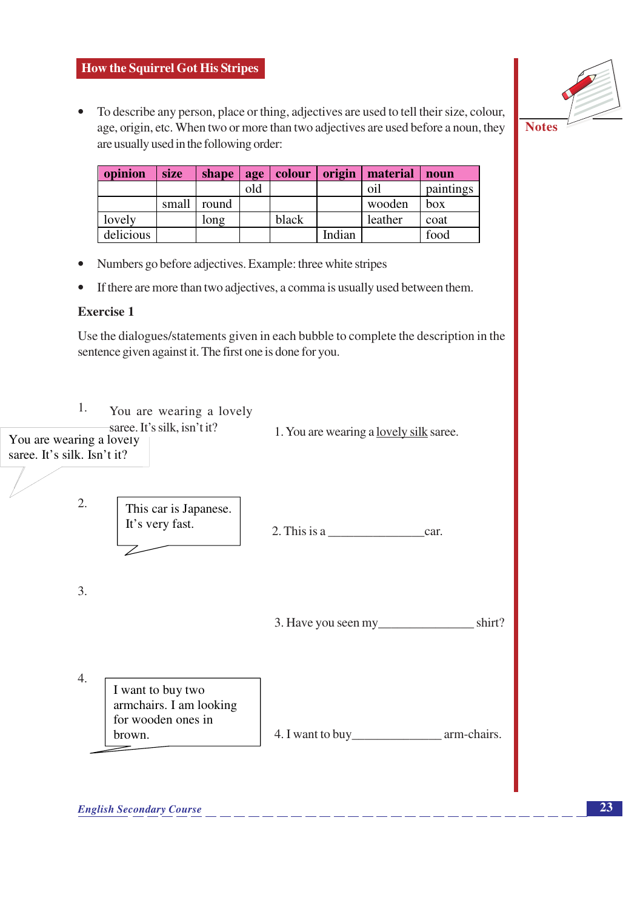## How the Squirrel Got His Stripes

- To describe any person, place or thing, adjectives are used to tell their size, colour, age, origin, etc. When two or more than two adjectives are used before a noun, they are usually used in the following order:

| opinion | size | shape | age | colour | origin | material | noun |
|---|---|---|---|---|---|---|---|
| | | | old | | | oil | paintings |
| | small | round | | | | wooden | box |
| lovely | | long | | black | | leather | coat |
| delicious | | | | | Indian | | food |

- Numbers go before adjectives. Example: three white stripes
- If there are more than two adjectives, a comma is usually used between them.

**Exercise 1**

Use the dialogues/statements given in each bubble to complete the description in the sentence given against it. The first one is done for you.

1. You are wearing a lovely saree. It's silk, isn't it?

   You are wearing a lovely saree. It's silk. Isn't it?

   1. You are wearing a lovely silk saree.

2. This car is Japanese. It's very fast.

   2. This is a _______________car.

3. 

   3. Have you seen my_______________ shirt?

4. I want to buy two armchairs. I am looking for wooden ones in brown.

   4. I want to buy_______________ arm-chairs.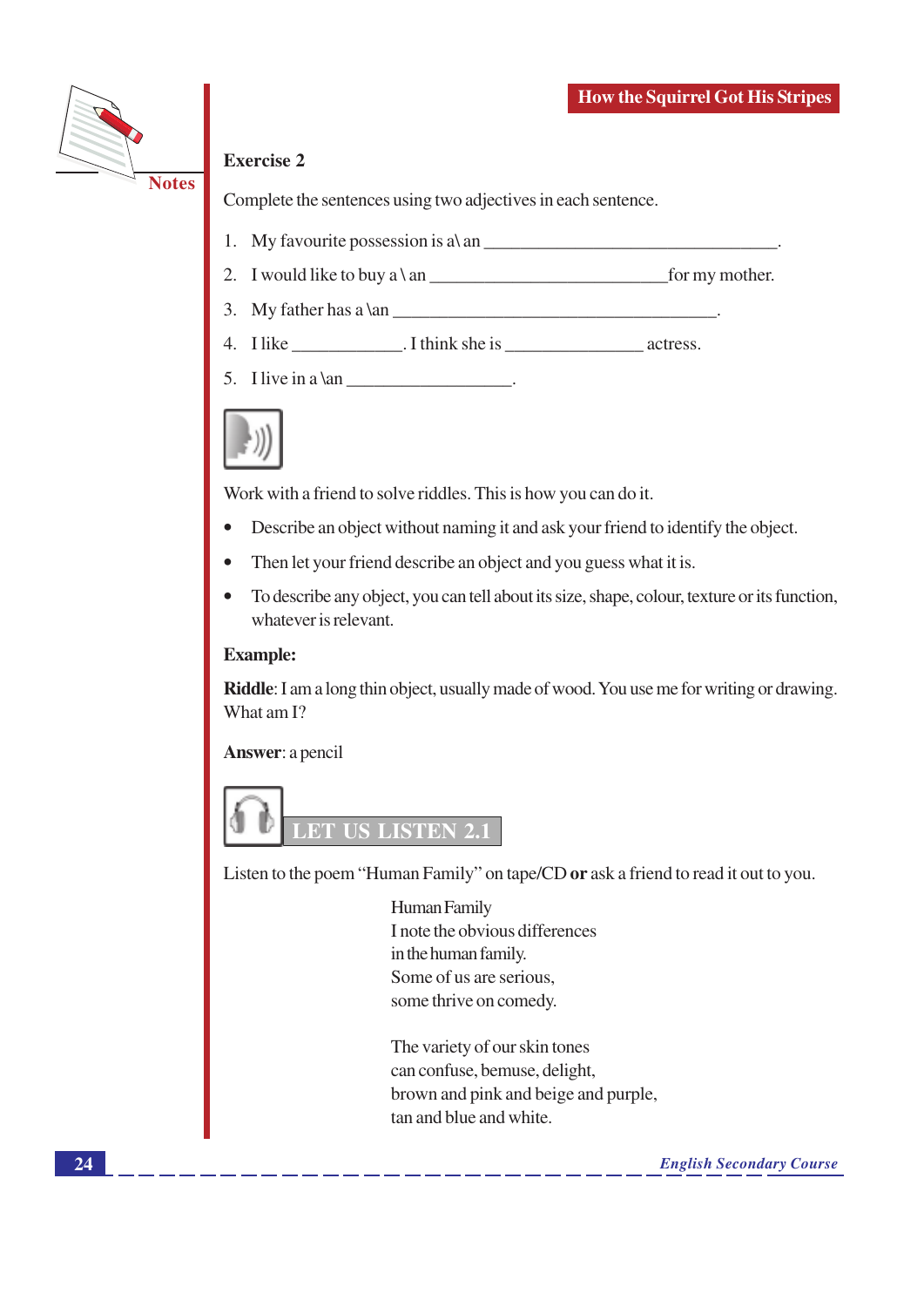### Exercise 2

Complete the sentences using two adjectives in each sentence.

1. My favourite possession is a\ an ________________________________.
2. I would like to buy a \ an __________________________for my mother.
3. My father has a \an ___________________________________.
4. I like ____________. I think she is _______________ actress.
5. I live in a \an __________________.

Work with a friend to solve riddles. This is how you can do it.

- Describe an object without naming it and ask your friend to identify the object.
- Then let your friend describe an object and you guess what it is.
- To describe any object, you can tell about its size, shape, colour, texture or its function, whatever is relevant.

**Example:**

**Riddle**: I am a long thin object, usually made of wood. You use me for writing or drawing. What am I?

**Answer**: a pencil

## LET US LISTEN 2.1

Listen to the poem "Human Family" on tape/CD **or** ask a friend to read it out to you.

Human Family
I note the obvious differences
in the human family.
Some of us are serious,
some thrive on comedy.

The variety of our skin tones
can confuse, bemuse, delight,
brown and pink and beige and purple,
tan and blue and white.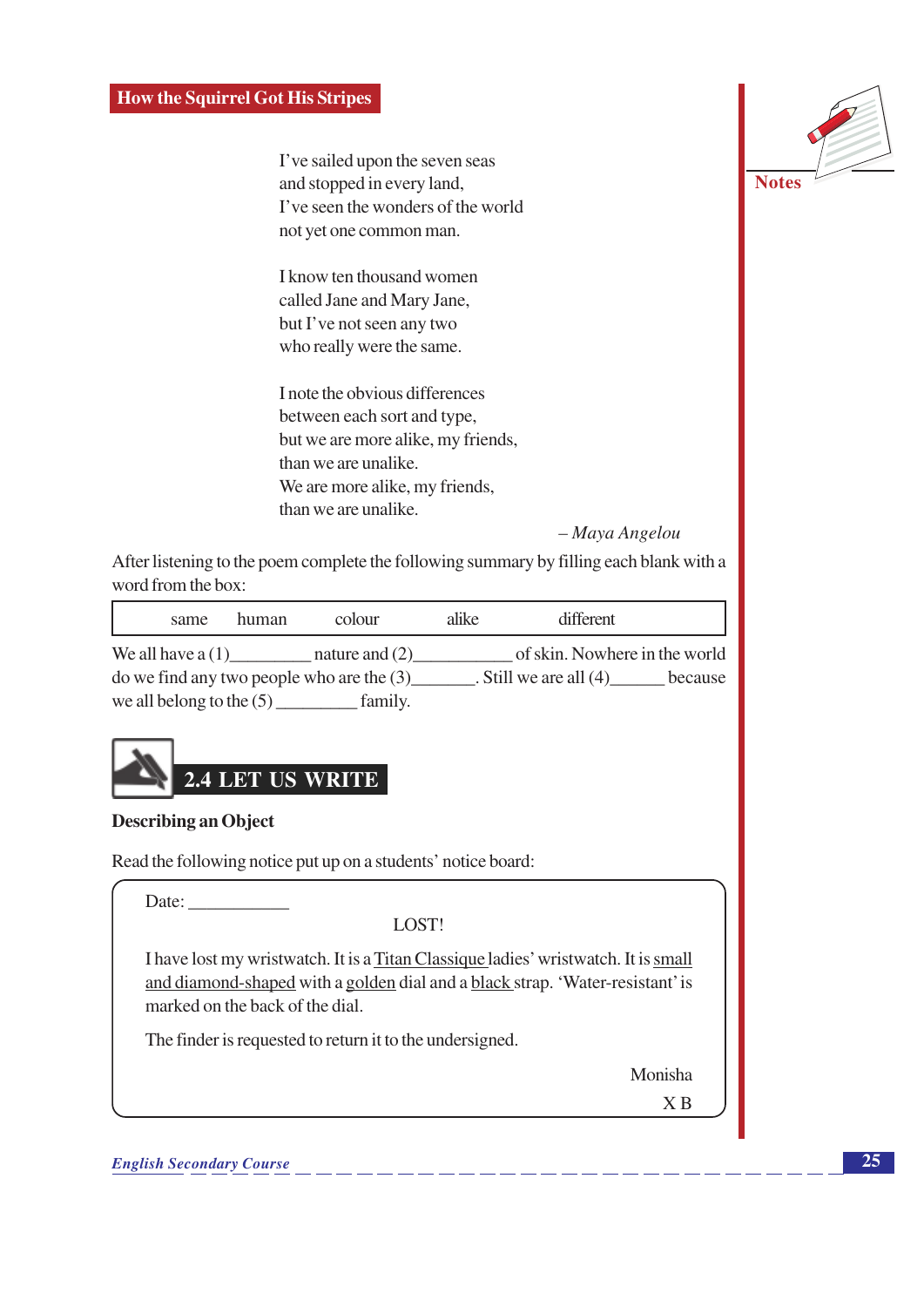I've sailed upon the seven seas
and stopped in every land,
I've seen the wonders of the world
not yet one common man.

I know ten thousand women
called Jane and Mary Jane,
but I've not seen any two
who really were the same.

I note the obvious differences
between each sort and type,
but we are more alike, my friends,
than we are unalike.
We are more alike, my friends,
than we are unalike.

*– Maya Angelou*

After listening to the poem complete the following summary by filling each blank with a word from the box:

| same | human | colour | alike | different |
|---|---|---|---|---|

We all have a (1)_________ nature and (2)___________ of skin. Nowhere in the world do we find any two people who are the (3)_______. Still we are all (4)______ because we all belong to the (5) _________ family.

## 2.4 LET US WRITE

**Describing an Object**

Read the following notice put up on a students' notice board:

> Date: ___________
>
> LOST!
>
> I have lost my wristwatch. It is a Titan Classique ladies' wristwatch. It is small and diamond-shaped with a golden dial and a black strap. 'Water-resistant' is marked on the back of the dial.
>
> The finder is requested to return it to the undersigned.
>
> Monisha
>
> X B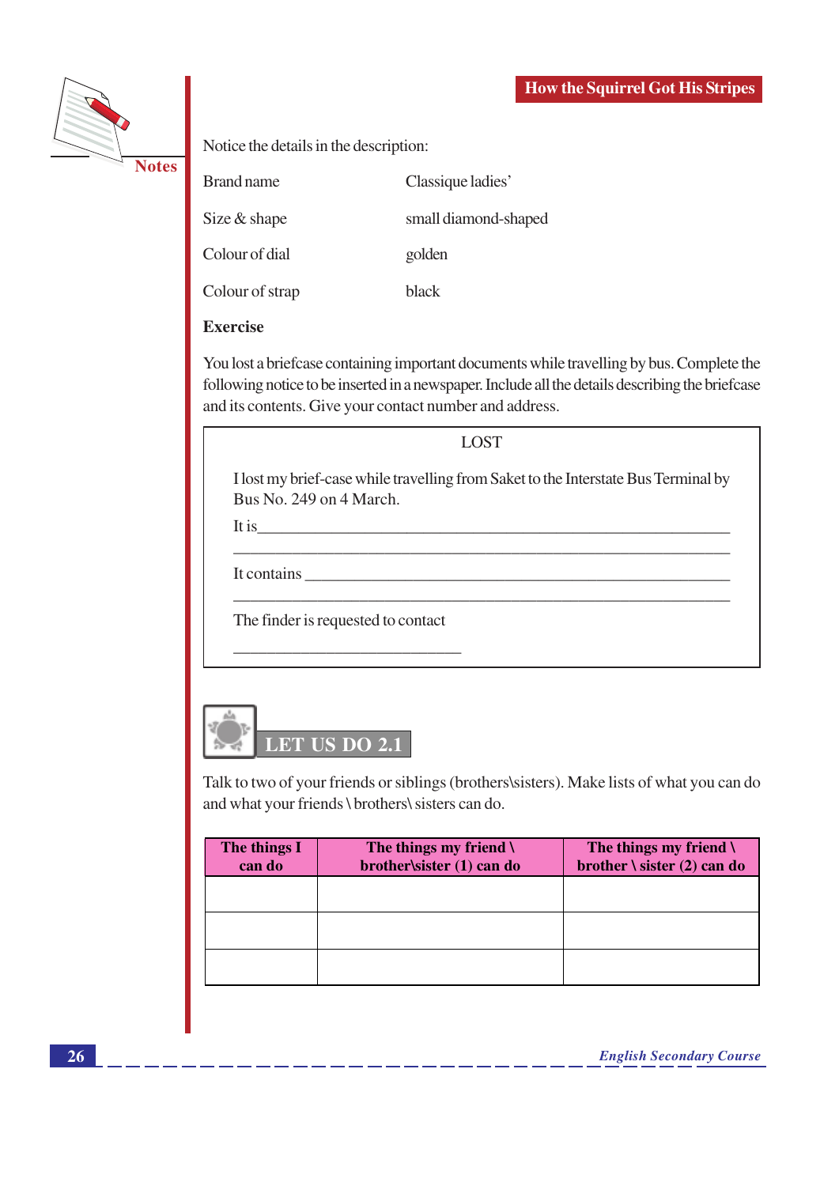Notice the details in the description:

| | |
|---|---|
| Brand name | Classique ladies' |
| Size & shape | small diamond-shaped |
| Colour of dial | golden |
| Colour of strap | black |

**Exercise**

You lost a briefcase containing important documents while travelling by bus. Complete the following notice to be inserted in a newspaper. Include all the details describing the briefcase and its contents. Give your contact number and address.

LOST

I lost my brief-case while travelling from Saket to the Interstate Bus Terminal by Bus No. 249 on 4 March.

It is_____________________________________________________________

_________________________________________________________________

It contains ________________________________________________________

_________________________________________________________________

The finder is requested to contact

______________________________

## LET US DO 2.1

Talk to two of your friends or siblings (brothers\sisters). Make lists of what you can do and what your friends \ brothers\ sisters can do.

| The things I can do | The things my friend \ brother\sister (1) can do | The things my friend \ brother \ sister (2) can do |
|---|---|---|
| | | |
| | | |
| | | |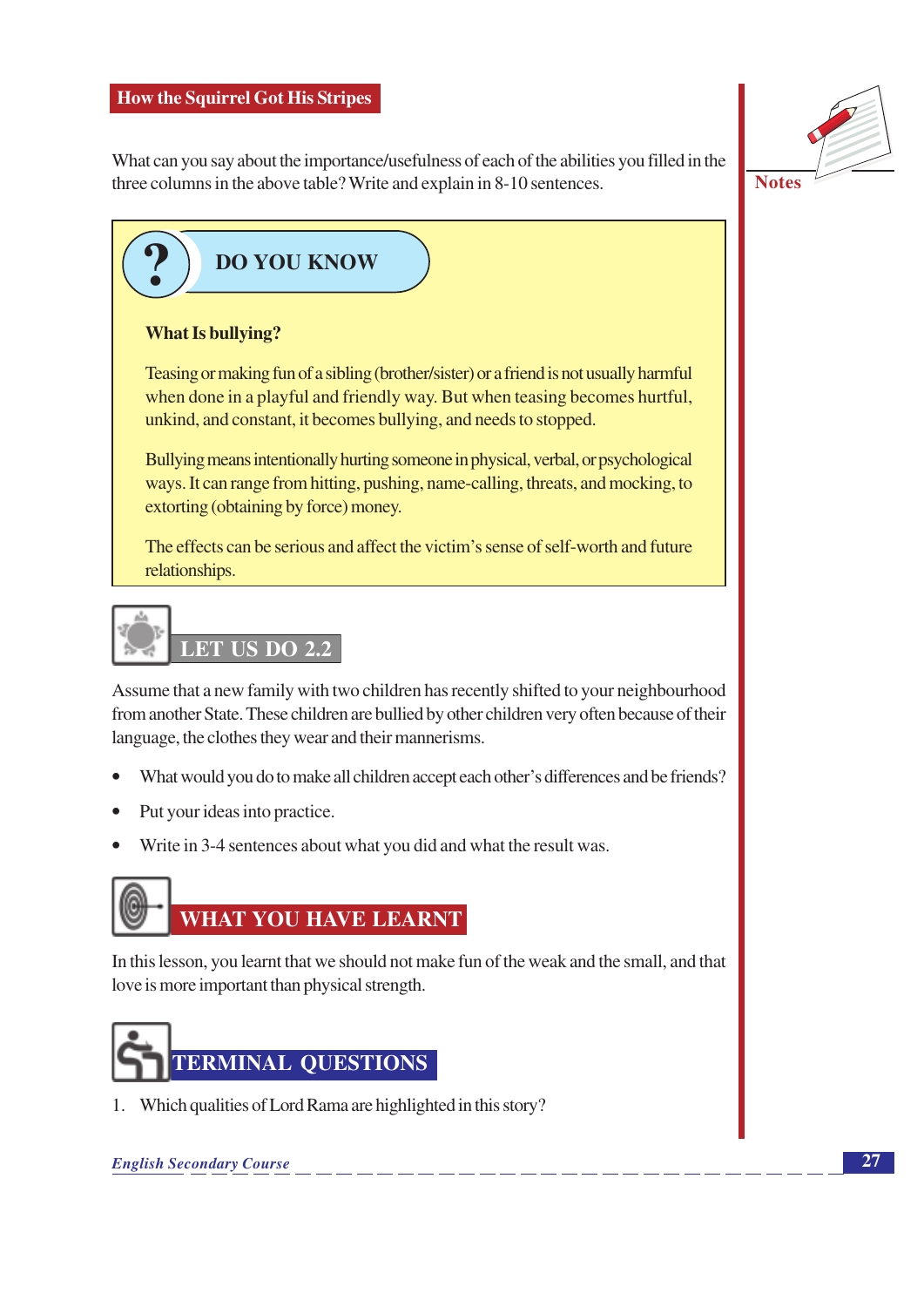What can you say about the importance/usefulness of each of the abilities you filled in the three columns in the above table? Write and explain in 8-10 sentences.

## DO YOU KNOW

**What Is bullying?**

Teasing or making fun of a sibling (brother/sister) or a friend is not usually harmful when done in a playful and friendly way. But when teasing becomes hurtful, unkind, and constant, it becomes bullying, and needs to stopped.

Bullying means intentionally hurting someone in physical, verbal, or psychological ways. It can range from hitting, pushing, name-calling, threats, and mocking, to extorting (obtaining by force) money.

The effects can be serious and affect the victim's sense of self-worth and future relationships.

## LET US DO 2.2

Assume that a new family with two children has recently shifted to your neighbourhood from another State. These children are bullied by other children very often because of their language, the clothes they wear and their mannerisms.

- What would you do to make all children accept each other's differences and be friends?
- Put your ideas into practice.
- Write in 3-4 sentences about what you did and what the result was.

## WHAT YOU HAVE LEARNT

In this lesson, you learnt that we should not make fun of the weak and the small, and that love is more important than physical strength.

## TERMINAL QUESTIONS

1. Which qualities of Lord Rama are highlighted in this story?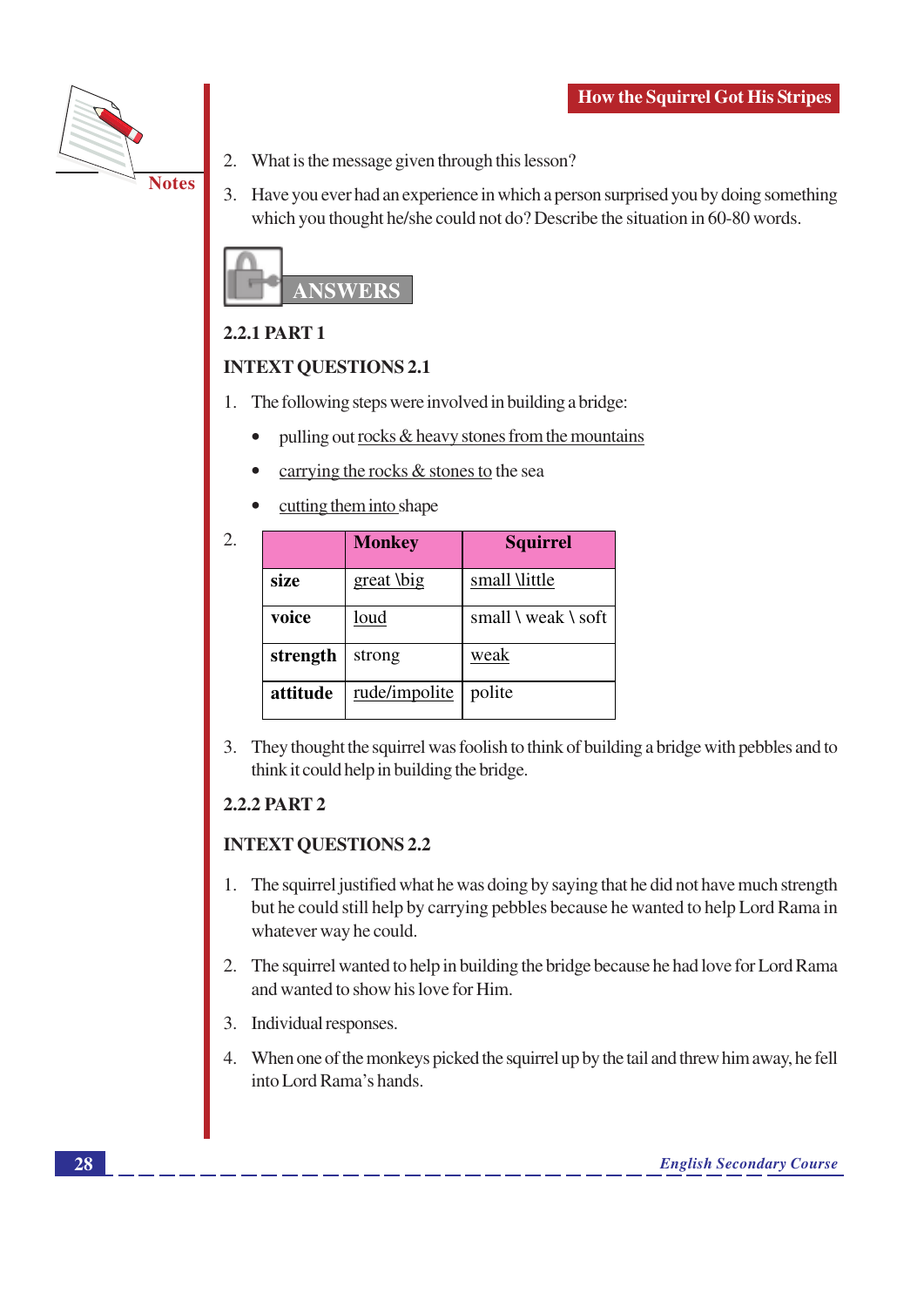2. What is the message given through this lesson?

3. Have you ever had an experience in which a person surprised you by doing something which you thought he/she could not do? Describe the situation in 60-80 words.

## ANSWERS

### 2.2.1 PART 1

### INTEXT QUESTIONS 2.1

1. The following steps were involved in building a bridge:

   - pulling out rocks & heavy stones from the mountains
   - carrying the rocks & stones to the sea
   - cutting them into shape

2.

| | Monkey | Squirrel |
|---|---|---|
| **size** | great \big | small \little |
| **voice** | loud | small \ weak \ soft |
| **strength** | strong | weak |
| **attitude** | rude/impolite | polite |

3. They thought the squirrel was foolish to think of building a bridge with pebbles and to think it could help in building the bridge.

### 2.2.2 PART 2

### INTEXT QUESTIONS 2.2

1. The squirrel justified what he was doing by saying that he did not have much strength but he could still help by carrying pebbles because he wanted to help Lord Rama in whatever way he could.

2. The squirrel wanted to help in building the bridge because he had love for Lord Rama and wanted to show his love for Him.

3. Individual responses.

4. When one of the monkeys picked the squirrel up by the tail and threw him away, he fell into Lord Rama's hands.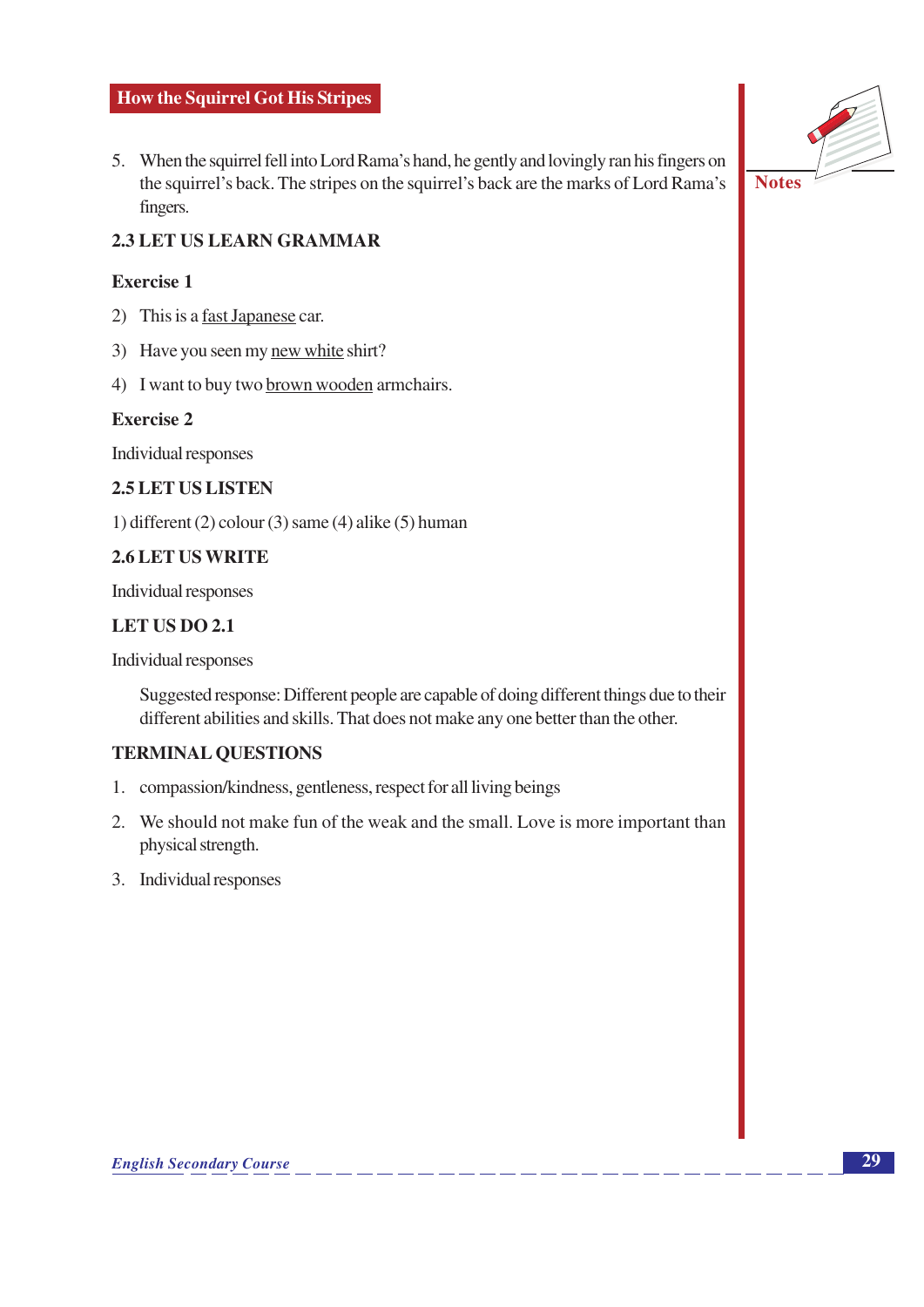5. When the squirrel fell into Lord Rama's hand, he gently and lovingly ran his fingers on the squirrel's back. The stripes on the squirrel's back are the marks of Lord Rama's fingers.

## 2.3 LET US LEARN GRAMMAR

### Exercise 1

2) This is a fast Japanese car.

3) Have you seen my new white shirt?

4) I want to buy two brown wooden armchairs.

### Exercise 2

Individual responses

## 2.5 LET US LISTEN

1) different (2) colour (3) same (4) alike (5) human

## 2.6 LET US WRITE

Individual responses

## LET US DO 2.1

Individual responses

Suggested response: Different people are capable of doing different things due to their different abilities and skills. That does not make any one better than the other.

## TERMINAL QUESTIONS

1. compassion/kindness, gentleness, respect for all living beings
2. We should not make fun of the weak and the small. Love is more important than physical strength.
3. Individual responses